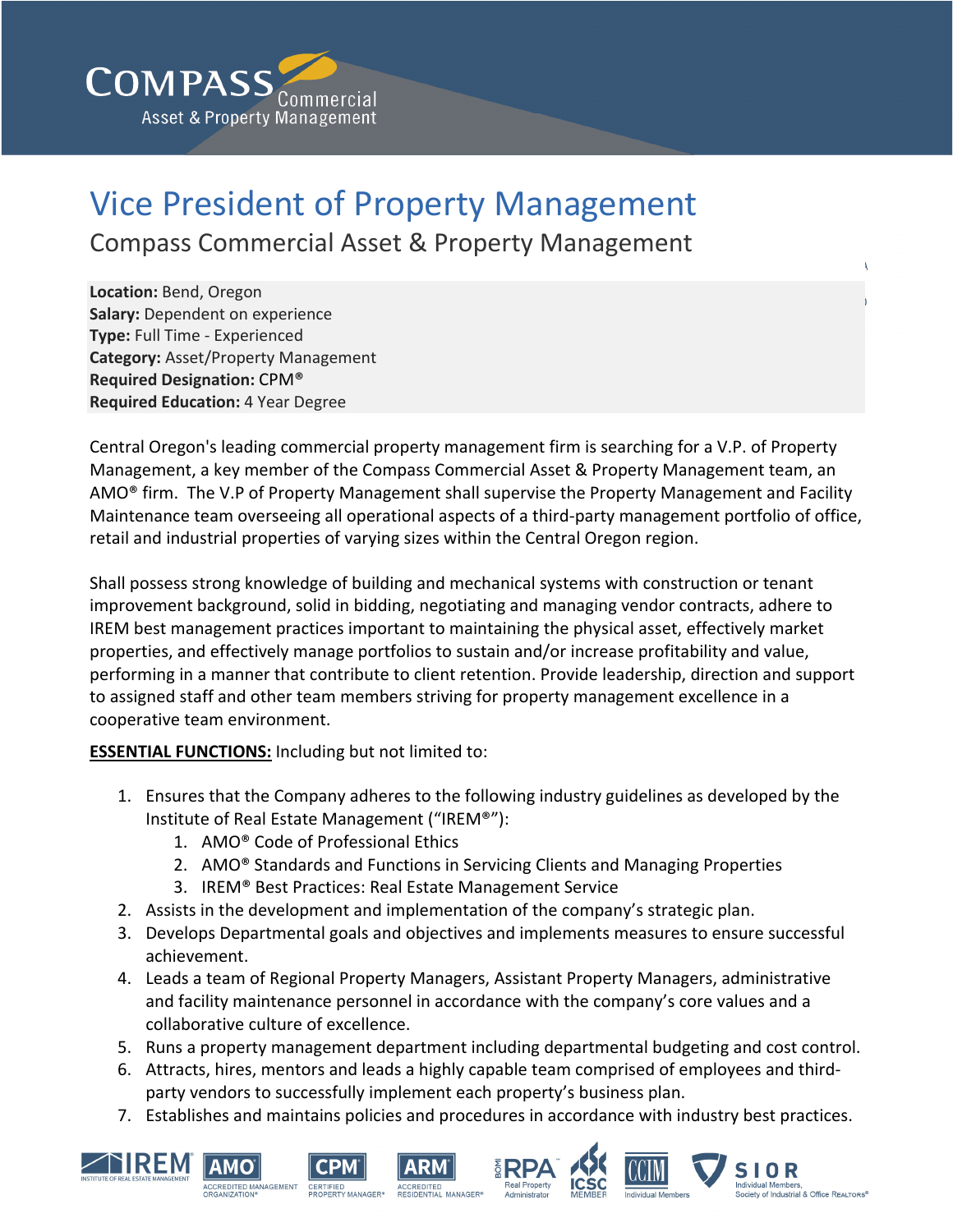# Vice President of Property Management

## Compass Commercial Asset & Property Management

**Location:** Bend, Oregon
**Salary:** Dependent on experience
**Type:** Full Time - Experienced
**Category:** Asset/Property Management
**Required Designation:** CPM®
**Required Education:** 4 Year Degree

Central Oregon's leading commercial property management firm is searching for a V.P. of Property Management, a key member of the Compass Commercial Asset & Property Management team, an AMO® firm. The V.P of Property Management shall supervise the Property Management and Facility Maintenance team overseeing all operational aspects of a third-party management portfolio of office, retail and industrial properties of varying sizes within the Central Oregon region.

Shall possess strong knowledge of building and mechanical systems with construction or tenant improvement background, solid in bidding, negotiating and managing vendor contracts, adhere to IREM best management practices important to maintaining the physical asset, effectively market properties, and effectively manage portfolios to sustain and/or increase profitability and value, performing in a manner that contribute to client retention. Provide leadership, direction and support to assigned staff and other team members striving for property management excellence in a cooperative team environment.

**ESSENTIAL FUNCTIONS:** Including but not limited to:

1. Ensures that the Company adheres to the following industry guidelines as developed by the Institute of Real Estate Management ("IREM®"):
   1. AMO® Code of Professional Ethics
   2. AMO® Standards and Functions in Servicing Clients and Managing Properties
   3. IREM® Best Practices: Real Estate Management Service
2. Assists in the development and implementation of the company's strategic plan.
3. Develops Departmental goals and objectives and implements measures to ensure successful achievement.
4. Leads a team of Regional Property Managers, Assistant Property Managers, administrative and facility maintenance personnel in accordance with the company's core values and a collaborative culture of excellence.
5. Runs a property management department including departmental budgeting and cost control.
6. Attracts, hires, mentors and leads a highly capable team comprised of employees and third-party vendors to successfully implement each property's business plan.
7. Establishes and maintains policies and procedures in accordance with industry best practices.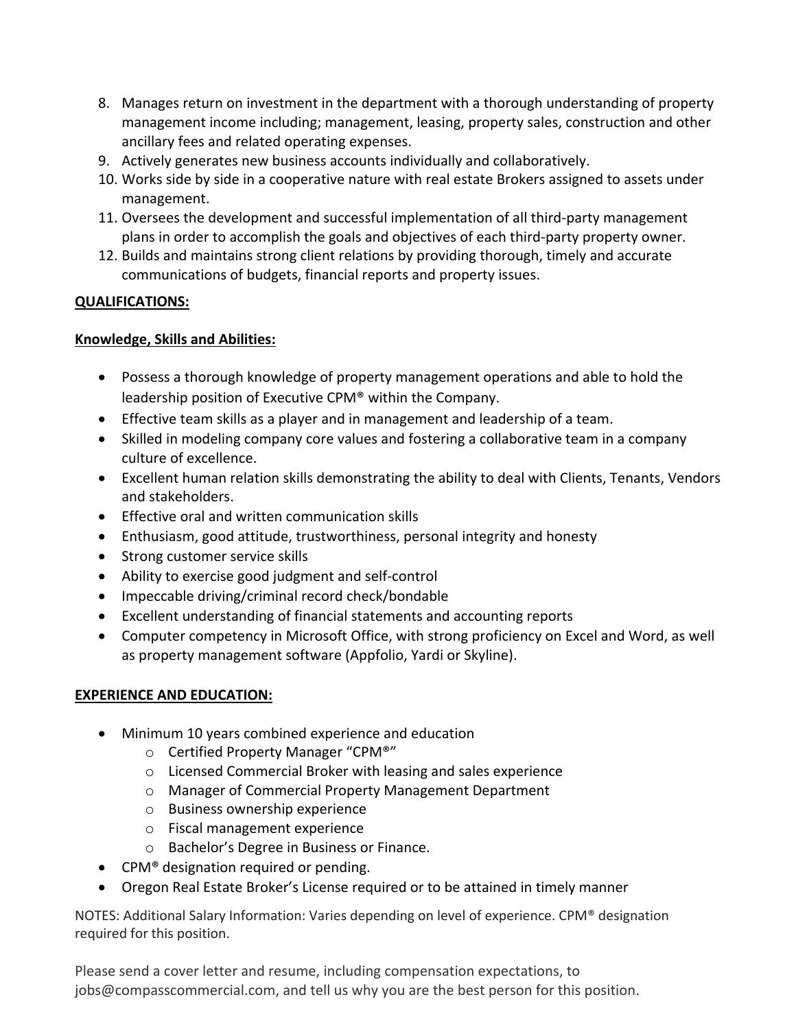8. Manages return on investment in the department with a thorough understanding of property management income including; management, leasing, property sales, construction and other ancillary fees and related operating expenses.
9. Actively generates new business accounts individually and collaboratively.
10. Works side by side in a cooperative nature with real estate Brokers assigned to assets under management.
11. Oversees the development and successful implementation of all third-party management plans in order to accomplish the goals and objectives of each third-party property owner.
12. Builds and maintains strong client relations by providing thorough, timely and accurate communications of budgets, financial reports and property issues.

**QUALIFICATIONS:**

**Knowledge, Skills and Abilities:**

- Possess a thorough knowledge of property management operations and able to hold the leadership position of Executive CPM® within the Company.
- Effective team skills as a player and in management and leadership of a team.
- Skilled in modeling company core values and fostering a collaborative team in a company culture of excellence.
- Excellent human relation skills demonstrating the ability to deal with Clients, Tenants, Vendors and stakeholders.
- Effective oral and written communication skills
- Enthusiasm, good attitude, trustworthiness, personal integrity and honesty
- Strong customer service skills
- Ability to exercise good judgment and self-control
- Impeccable driving/criminal record check/bondable
- Excellent understanding of financial statements and accounting reports
- Computer competency in Microsoft Office, with strong proficiency on Excel and Word, as well as property management software (Appfolio, Yardi or Skyline).

**EXPERIENCE AND EDUCATION:**

- Minimum 10 years combined experience and education
  - Certified Property Manager "CPM®"
  - Licensed Commercial Broker with leasing and sales experience
  - Manager of Commercial Property Management Department
  - Business ownership experience
  - Fiscal management experience
  - Bachelor's Degree in Business or Finance.
- CPM® designation required or pending.
- Oregon Real Estate Broker's License required or to be attained in timely manner

NOTES: Additional Salary Information: Varies depending on level of experience. CPM® designation required for this position.

Please send a cover letter and resume, including compensation expectations, to jobs@compasscommercial.com, and tell us why you are the best person for this position.